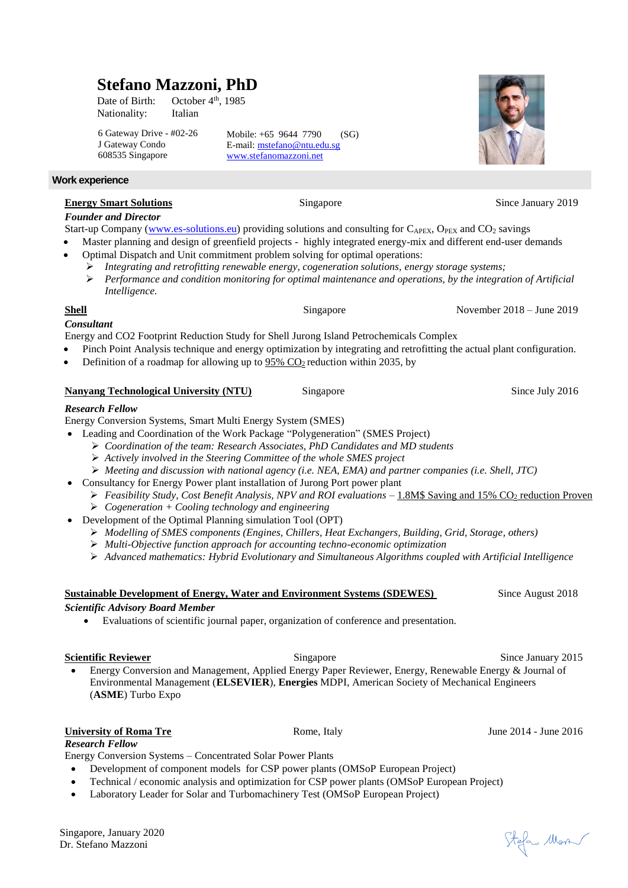# Stefano Mazzoni, PhD

Date of Birth: October 4th, 1985
Nationality: Italian

6 Gateway Drive - #02-26
J Gateway Condo
608535 Singapore

Mobile: +65 9644 7790 (SG)
E-mail: mstefano@ntu.edu.sg
www.stefanomazzoni.net

## Work experience

**Energy Smart Solutions** — Singapore — Since January 2019

***Founder and Director***

Start-up Company (www.es-solutions.eu) providing solutions and consulting for $C_{APEX}$, $O_{PEX}$ and $CO_2$ savings

- Master planning and design of greenfield projects - highly integrated energy-mix and different end-user demands
- Optimal Dispatch and Unit commitment problem solving for optimal operations:
  - *Integrating and retrofitting renewable energy, cogeneration solutions, energy storage systems;*
  - *Performance and condition monitoring for optimal maintenance and operations, by the integration of Artificial Intelligence.*

**Shell** — Singapore — November 2018 – June 2019

***Consultant***

Energy and CO2 Footprint Reduction Study for Shell Jurong Island Petrochemicals Complex

- Pinch Point Analysis technique and energy optimization by integrating and retrofitting the actual plant configuration.
- Definition of a roadmap for allowing up to 95% $CO_2$ reduction within 2035, by

**Nanyang Technological University (NTU)** — Singapore — Since July 2016

***Research Fellow***

Energy Conversion Systems, Smart Multi Energy System (SMES)

- Leading and Coordination of the Work Package "Polygeneration" (SMES Project)
  - *Coordination of the team: Research Associates, PhD Candidates and MD students*
  - *Actively involved in the Steering Committee of the whole SMES project*
  - *Meeting and discussion with national agency (i.e. NEA, EMA) and partner companies (i.e. Shell, JTC)*
- Consultancy for Energy Power plant installation of Jurong Port power plant
  - *Feasibility Study, Cost Benefit Analysis, NPV and ROI evaluations* – 1.8M$ Saving and 15% $CO_2$ reduction Proven
  - *Cogeneration + Cooling technology and engineering*
- Development of the Optimal Planning simulation Tool (OPT)
  - *Modelling of SMES components (Engines, Chillers, Heat Exchangers, Building, Grid, Storage, others)*
  - *Multi-Objective function approach for accounting techno-economic optimization*
  - *Advanced mathematics: Hybrid Evolutionary and Simultaneous Algorithms coupled with Artificial Intelligence*

**Sustainable Development of Energy, Water and Environment Systems (SDEWES)** — Since August 2018

***Scientific Advisory Board Member***

- Evaluations of scientific journal paper, organization of conference and presentation.

**Scientific Reviewer** — Singapore — Since January 2015

- Energy Conversion and Management, Applied Energy Paper Reviewer, Energy, Renewable Energy & Journal of Environmental Management (**ELSEVIER**), **Energies** MDPI, American Society of Mechanical Engineers (**ASME**) Turbo Expo

**University of Roma Tre** — Rome, Italy — June 2014 - June 2016

***Research Fellow***

Energy Conversion Systems – Concentrated Solar Power Plants

- Development of component models for CSP power plants (OMSoP European Project)
- Technical / economic analysis and optimization for CSP power plants (OMSoP European Project)
- Laboratory Leader for Solar and Turbomachinery Test (OMSoP European Project)

Singapore, January 2020
Dr. Stefano Mazzoni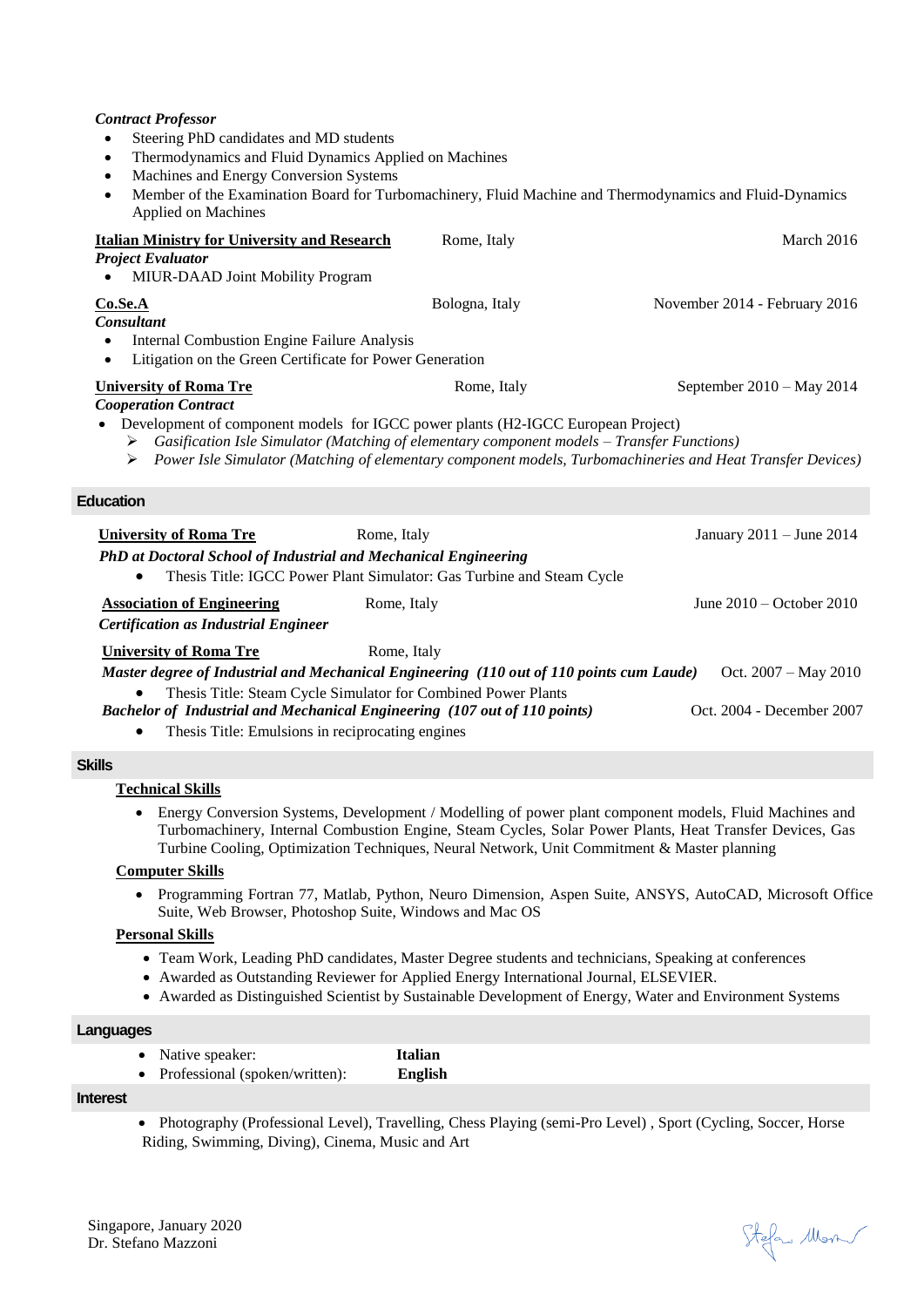***Contract Professor***

- Steering PhD candidates and MD students
- Thermodynamics and Fluid Dynamics Applied on Machines
- Machines and Energy Conversion Systems
- Member of the Examination Board for Turbomachinery, Fluid Machine and Thermodynamics and Fluid-Dynamics Applied on Machines

**Italian Ministry for University and Research** — Rome, Italy — March 2016

***Project Evaluator***

- MIUR-DAAD Joint Mobility Program

**Co.Se.A** — Bologna, Italy — November 2014 - February 2016

***Consultant***

- Internal Combustion Engine Failure Analysis
- Litigation on the Green Certificate for Power Generation

**University of Roma Tre** — Rome, Italy — September 2010 – May 2014

***Cooperation Contract***

- Development of component models for IGCC power plants (H2-IGCC European Project)
  - *Gasification Isle Simulator (Matching of elementary component models – Transfer Functions)*
  - *Power Isle Simulator (Matching of elementary component models, Turbomachineries and Heat Transfer Devices)*

## Education

**University of Roma Tre** — Rome, Italy — January 2011 – June 2014

***PhD at Doctoral School of Industrial and Mechanical Engineering***

- Thesis Title: IGCC Power Plant Simulator: Gas Turbine and Steam Cycle

**Association of Engineering** — Rome, Italy — June 2010 – October 2010

***Certification as Industrial Engineer***

**University of Roma Tre** — Rome, Italy

***Master degree of Industrial and Mechanical Engineering (110 out of 110 points cum Laude)*** — Oct. 2007 – May 2010

- Thesis Title: Steam Cycle Simulator for Combined Power Plants

***Bachelor of Industrial and Mechanical Engineering (107 out of 110 points)*** — Oct. 2004 - December 2007

- Thesis Title: Emulsions in reciprocating engines

## Skills

**Technical Skills**

- Energy Conversion Systems, Development / Modelling of power plant component models, Fluid Machines and Turbomachinery, Internal Combustion Engine, Steam Cycles, Solar Power Plants, Heat Transfer Devices, Gas Turbine Cooling, Optimization Techniques, Neural Network, Unit Commitment & Master planning

**Computer Skills**

- Programming Fortran 77, Matlab, Python, Neuro Dimension, Aspen Suite, ANSYS, AutoCAD, Microsoft Office Suite, Web Browser, Photoshop Suite, Windows and Mac OS

**Personal Skills**

- Team Work, Leading PhD candidates, Master Degree students and technicians, Speaking at conferences
- Awarded as Outstanding Reviewer for Applied Energy International Journal, ELSEVIER.
- Awarded as Distinguished Scientist by Sustainable Development of Energy, Water and Environment Systems

## Languages

- Native speaker: **Italian**
- Professional (spoken/written): **English**

## Interest

- Photography (Professional Level), Travelling, Chess Playing (semi-Pro Level) , Sport (Cycling, Soccer, Horse Riding, Swimming, Diving), Cinema, Music and Art

Singapore, January 2020
Dr. Stefano Mazzoni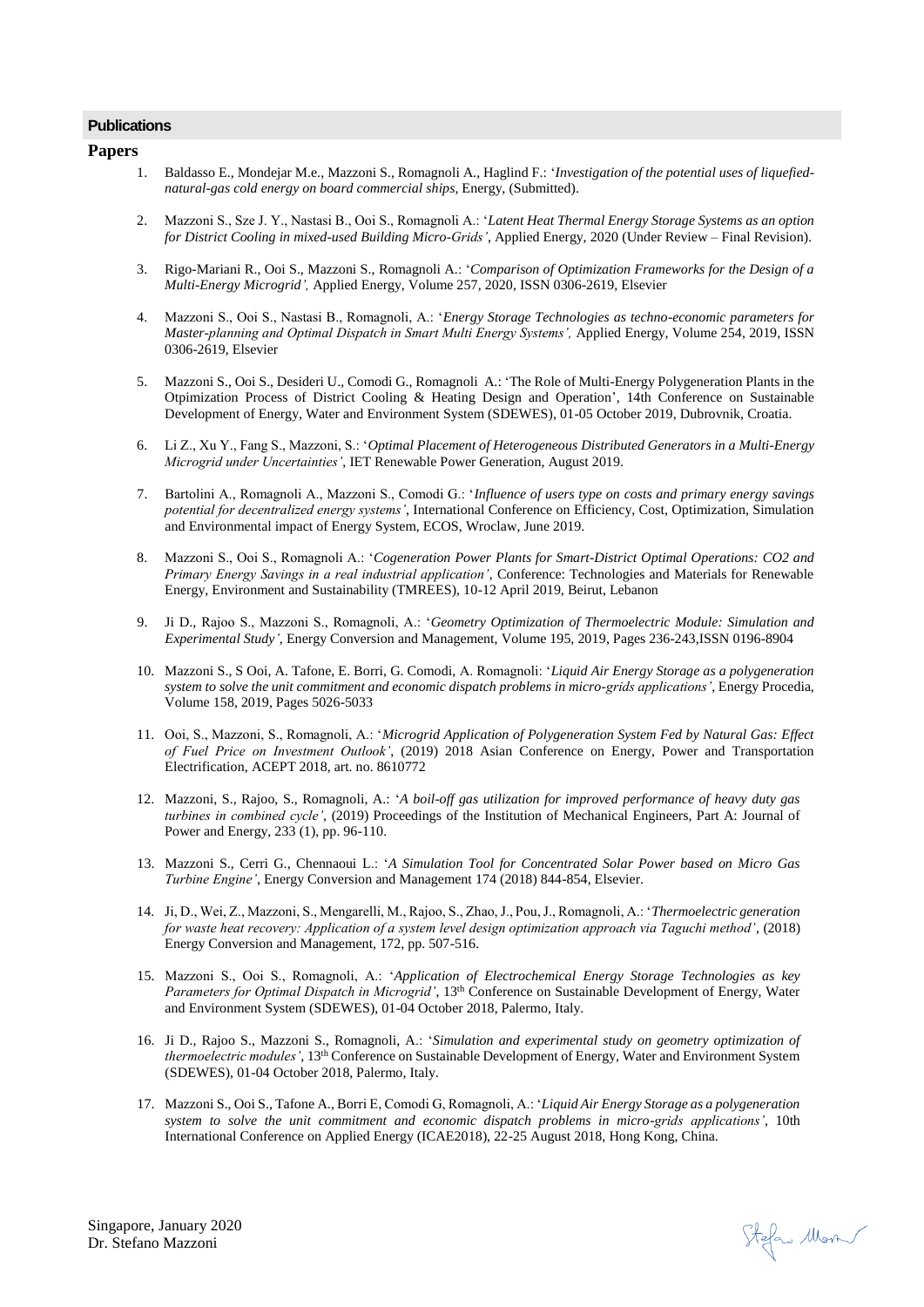## Publications

### Papers

1. Baldasso E., Mondejar M.e., Mazzoni S., Romagnoli A., Haglind F.: '*Investigation of the potential uses of liquefied-natural-gas cold energy on board commercial ships*, Energy, (Submitted).

2. Mazzoni S., Sze J. Y., Nastasi B., Ooi S., Romagnoli A.: '*Latent Heat Thermal Energy Storage Systems as an option for District Cooling in mixed-used Building Micro-Grids'*, Applied Energy, 2020 (Under Review – Final Revision).

3. Rigo-Mariani R., Ooi S., Mazzoni S., Romagnoli A.: '*Comparison of Optimization Frameworks for the Design of a Multi-Energy Microgrid',* Applied Energy, Volume 257, 2020, ISSN 0306-2619, Elsevier

4. Mazzoni S., Ooi S., Nastasi B., Romagnoli, A.: '*Energy Storage Technologies as techno-economic parameters for Master-planning and Optimal Dispatch in Smart Multi Energy Systems',* Applied Energy, Volume 254, 2019, ISSN 0306-2619, Elsevier

5. Mazzoni S., Ooi S., Desideri U., Comodi G., Romagnoli A.: 'The Role of Multi-Energy Polygeneration Plants in the Otpimization Process of District Cooling & Heating Design and Operation', 14th Conference on Sustainable Development of Energy, Water and Environment System (SDEWES), 01-05 October 2019, Dubrovnik, Croatia.

6. Li Z., Xu Y., Fang S., Mazzoni, S.: '*Optimal Placement of Heterogeneous Distributed Generators in a Multi-Energy Microgrid under Uncertainties'*, IET Renewable Power Generation, August 2019.

7. Bartolini A., Romagnoli A., Mazzoni S., Comodi G.: '*Influence of users type on costs and primary energy savings potential for decentralized energy systems'*, International Conference on Efficiency, Cost, Optimization, Simulation and Environmental impact of Energy System, ECOS, Wroclaw, June 2019.

8. Mazzoni S., Ooi S., Romagnoli A.: '*Cogeneration Power Plants for Smart-District Optimal Operations: CO2 and Primary Energy Savings in a real industrial application'*, Conference: Technologies and Materials for Renewable Energy, Environment and Sustainability (TMREES), 10-12 April 2019, Beirut, Lebanon

9. Ji D., Rajoo S., Mazzoni S., Romagnoli, A.: '*Geometry Optimization of Thermoelectric Module: Simulation and Experimental Study'*, Energy Conversion and Management, Volume 195, 2019, Pages 236-243,ISSN 0196-8904

10. Mazzoni S., S Ooi, A. Tafone, E. Borri, G. Comodi, A. Romagnoli: '*Liquid Air Energy Storage as a polygeneration system to solve the unit commitment and economic dispatch problems in micro-grids applications'*, Energy Procedia, Volume 158, 2019, Pages 5026-5033

11. Ooi, S., Mazzoni, S., Romagnoli, A.: '*Microgrid Application of Polygeneration System Fed by Natural Gas: Effect of Fuel Price on Investment Outlook'*, (2019) 2018 Asian Conference on Energy, Power and Transportation Electrification, ACEPT 2018, art. no. 8610772

12. Mazzoni, S., Rajoo, S., Romagnoli, A.: '*A boil-off gas utilization for improved performance of heavy duty gas turbines in combined cycle'*, (2019) Proceedings of the Institution of Mechanical Engineers, Part A: Journal of Power and Energy, 233 (1), pp. 96-110.

13. Mazzoni S., Cerri G., Chennaoui L.: '*A Simulation Tool for Concentrated Solar Power based on Micro Gas Turbine Engine'*, Energy Conversion and Management 174 (2018) 844-854, Elsevier.

14. Ji, D., Wei, Z., Mazzoni, S., Mengarelli, M., Rajoo, S., Zhao, J., Pou, J., Romagnoli, A.: '*Thermoelectric generation for waste heat recovery: Application of a system level design optimization approach via Taguchi method'*, (2018) Energy Conversion and Management, 172, pp. 507-516.

15. Mazzoni S., Ooi S., Romagnoli, A.: '*Application of Electrochemical Energy Storage Technologies as key Parameters for Optimal Dispatch in Microgrid'*, 13th Conference on Sustainable Development of Energy, Water and Environment System (SDEWES), 01-04 October 2018, Palermo, Italy.

16. Ji D., Rajoo S., Mazzoni S., Romagnoli, A.: '*Simulation and experimental study on geometry optimization of thermoelectric modules'*, 13th Conference on Sustainable Development of Energy, Water and Environment System (SDEWES), 01-04 October 2018, Palermo, Italy.

17. Mazzoni S., Ooi S., Tafone A., Borri E, Comodi G, Romagnoli, A.: '*Liquid Air Energy Storage as a polygeneration system to solve the unit commitment and economic dispatch problems in micro-grids applications'*, 10th International Conference on Applied Energy (ICAE2018), 22-25 August 2018, Hong Kong, China.

Singapore, January 2020
Dr. Stefano Mazzoni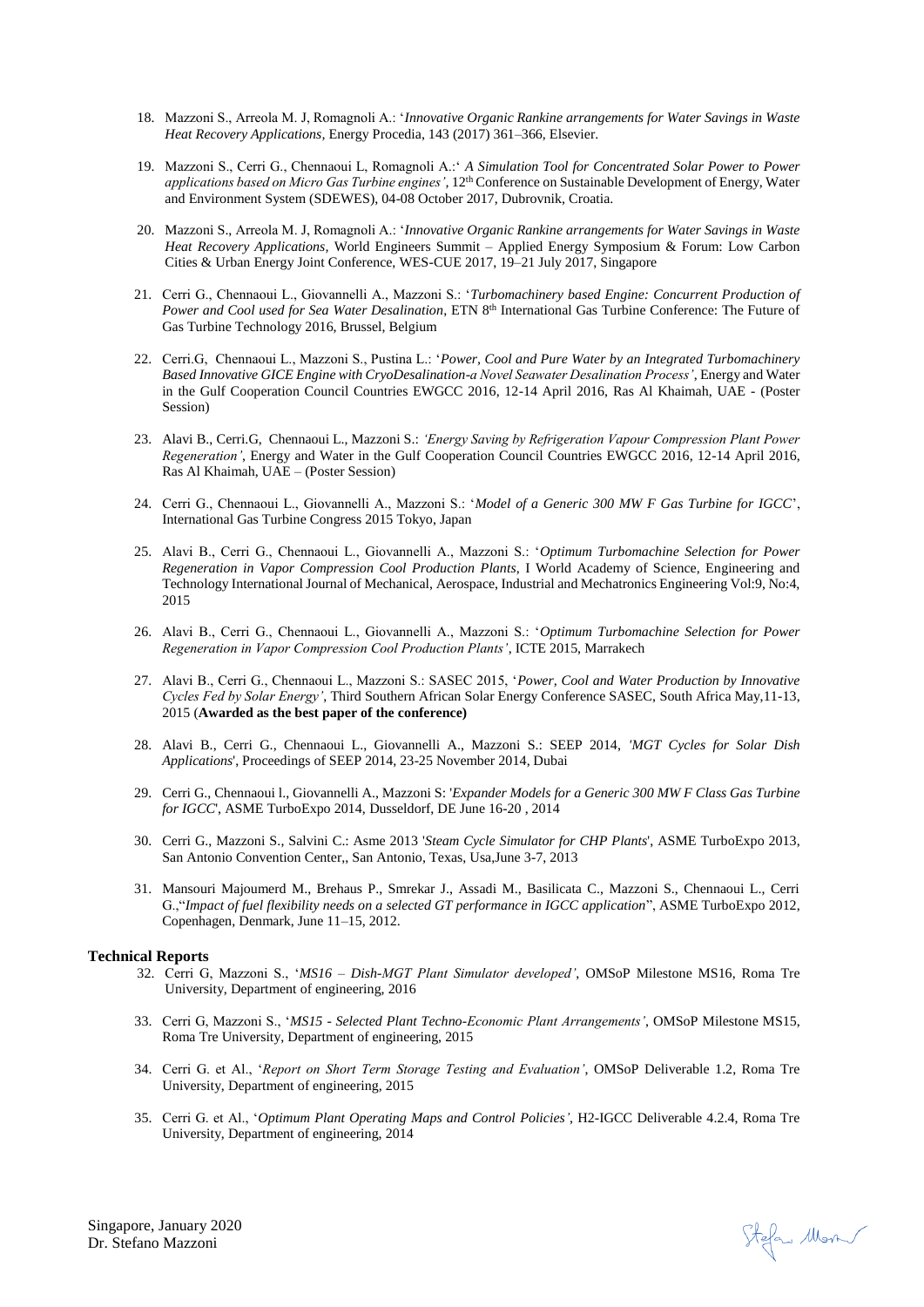18. Mazzoni S., Arreola M. J, Romagnoli A.: '*Innovative Organic Rankine arrangements for Water Savings in Waste Heat Recovery Applications,* Energy Procedia, 143 (2017) 361–366, Elsevier.

19. Mazzoni S., Cerri G., Chennaoui L, Romagnoli A.:' *A Simulation Tool for Concentrated Solar Power to Power applications based on Micro Gas Turbine engines'*, 12[th] Conference on Sustainable Development of Energy, Water and Environment System (SDEWES), 04-08 October 2017, Dubrovnik, Croatia.

20. Mazzoni S., Arreola M. J, Romagnoli A.: '*Innovative Organic Rankine arrangements for Water Savings in Waste Heat Recovery Applications,* World Engineers Summit – Applied Energy Symposium & Forum: Low Carbon Cities & Urban Energy Joint Conference, WES-CUE 2017, 19–21 July 2017, Singapore

21. Cerri G., Chennaoui L., Giovannelli A., Mazzoni S.: '*Turbomachinery based Engine: Concurrent Production of Power and Cool used for Sea Water Desalination*, ETN 8[th] International Gas Turbine Conference: The Future of Gas Turbine Technology 2016, Brussel, Belgium

22. Cerri.G, Chennaoui L., Mazzoni S., Pustina L.: '*Power, Cool and Pure Water by an Integrated Turbomachinery Based Innovative GICE Engine with CryoDesalination-a Novel Seawater Desalination Process'*, Energy and Water in the Gulf Cooperation Council Countries EWGCC 2016, 12-14 April 2016, Ras Al Khaimah, UAE - (Poster Session)

23. Alavi B., Cerri.G, Chennaoui L., Mazzoni S.: *'Energy Saving by Refrigeration Vapour Compression Plant Power Regeneration'*, Energy and Water in the Gulf Cooperation Council Countries EWGCC 2016, 12-14 April 2016, Ras Al Khaimah, UAE – (Poster Session)

24. Cerri G., Chennaoui L., Giovannelli A., Mazzoni S.: '*Model of a Generic 300 MW F Gas Turbine for IGCC*', International Gas Turbine Congress 2015 Tokyo, Japan

25. Alavi B., Cerri G., Chennaoui L., Giovannelli A., Mazzoni S.: '*Optimum Turbomachine Selection for Power Regeneration in Vapor Compression Cool Production Plants*, I World Academy of Science, Engineering and Technology International Journal of Mechanical, Aerospace, Industrial and Mechatronics Engineering Vol:9, No:4, 2015

26. Alavi B., Cerri G., Chennaoui L., Giovannelli A., Mazzoni S.: '*Optimum Turbomachine Selection for Power Regeneration in Vapor Compression Cool Production Plants'*, ICTE 2015, Marrakech

27. Alavi B., Cerri G., Chennaoui L., Mazzoni S.: SASEC 2015, '*Power, Cool and Water Production by Innovative Cycles Fed by Solar Energy'*, Third Southern African Solar Energy Conference SASEC, South Africa May,11-13, 2015 (**Awarded as the best paper of the conference)**

28. Alavi B., Cerri G., Chennaoui L., Giovannelli A., Mazzoni S.: SEEP 2014, *'MGT Cycles for Solar Dish Applications*', Proceedings of SEEP 2014, 23-25 November 2014, Dubai

29. Cerri G., Chennaoui l., Giovannelli A., Mazzoni S: '*Expander Models for a Generic 300 MW F Class Gas Turbine for IGCC*', ASME TurboExpo 2014, Dusseldorf, DE June 16-20 , 2014

30. Cerri G., Mazzoni S., Salvini C.: Asme 2013 '*Steam Cycle Simulator for CHP Plants*', ASME TurboExpo 2013, San Antonio Convention Center,, San Antonio, Texas, Usa,June 3-7, 2013

31. Mansouri Majoumerd M., Brehaus P., Smrekar J., Assadi M., Basilicata C., Mazzoni S., Chennaoui L., Cerri G.,"*Impact of fuel flexibility needs on a selected GT performance in IGCC application*", ASME TurboExpo 2012, Copenhagen, Denmark, June 11–15, 2012.

**Technical Reports**

32. Cerri G, Mazzoni S., '*MS16 – Dish-MGT Plant Simulator developed'*, OMSoP Milestone MS16, Roma Tre University, Department of engineering, 2016

33. Cerri G, Mazzoni S., '*MS15 - Selected Plant Techno-Economic Plant Arrangements'*, OMSoP Milestone MS15, Roma Tre University, Department of engineering, 2015

34. Cerri G. et Al., '*Report on Short Term Storage Testing and Evaluation'*, OMSoP Deliverable 1.2, Roma Tre University, Department of engineering, 2015

35. Cerri G. et Al., '*Optimum Plant Operating Maps and Control Policies'*, H2-IGCC Deliverable 4.2.4, Roma Tre University, Department of engineering, 2014

Singapore, January 2020
Dr. Stefano Mazzoni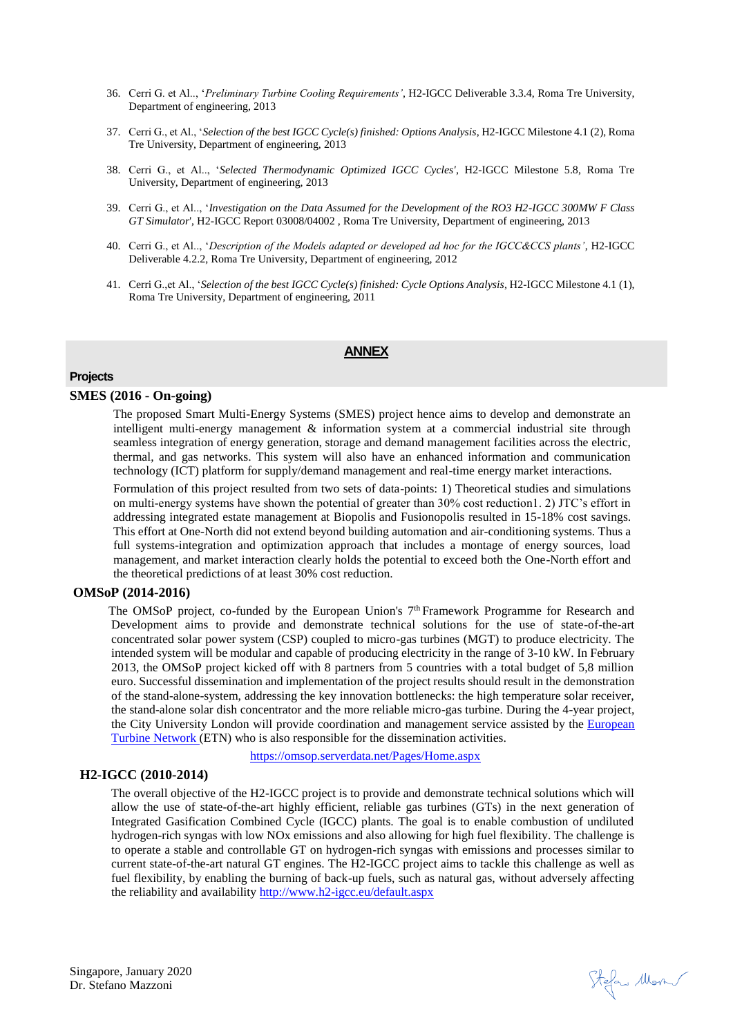36. Cerri G. et Al.., '*Preliminary Turbine Cooling Requirements'*, H2-IGCC Deliverable 3.3.4, Roma Tre University, Department of engineering, 2013

37. Cerri G., et Al., '*Selection of the best IGCC Cycle(s) finished: Options Analysis*, H2-IGCC Milestone 4.1 (2), Roma Tre University, Department of engineering, 2013

38. Cerri G., et Al.., '*Selected Thermodynamic Optimized IGCC Cycles'*, H2-IGCC Milestone 5.8, Roma Tre University, Department of engineering, 2013

39. Cerri G., et Al.., '*Investigation on the Data Assumed for the Development of the RO3 H2-IGCC 300MW F Class GT Simulator'*, H2-IGCC Report 03008/04002 , Roma Tre University, Department of engineering, 2013

40. Cerri G., et Al.., '*Description of the Models adapted or developed ad hoc for the IGCC&CCS plants'*, H2-IGCC Deliverable 4.2.2, Roma Tre University, Department of engineering, 2012

41. Cerri G.,et Al., '*Selection of the best IGCC Cycle(s) finished: Cycle Options Analysis*, H2-IGCC Milestone 4.1 (1), Roma Tre University, Department of engineering, 2011

## ANNEX

### Projects

**SMES (2016 - On-going)**

The proposed Smart Multi-Energy Systems (SMES) project hence aims to develop and demonstrate an intelligent multi-energy management & information system at a commercial industrial site through seamless integration of energy generation, storage and demand management facilities across the electric, thermal, and gas networks. This system will also have an enhanced information and communication technology (ICT) platform for supply/demand management and real-time energy market interactions.

Formulation of this project resulted from two sets of data-points: 1) Theoretical studies and simulations on multi-energy systems have shown the potential of greater than 30% cost reduction1. 2) JTC's effort in addressing integrated estate management at Biopolis and Fusionopolis resulted in 15-18% cost savings. This effort at One-North did not extend beyond building automation and air-conditioning systems. Thus a full systems-integration and optimization approach that includes a montage of energy sources, load management, and market interaction clearly holds the potential to exceed both the One-North effort and the theoretical predictions of at least 30% cost reduction.

**OMSoP (2014-2016)**

The OMSoP project, co-funded by the European Union's 7th Framework Programme for Research and Development aims to provide and demonstrate technical solutions for the use of state-of-the-art concentrated solar power system (CSP) coupled to micro-gas turbines (MGT) to produce electricity. The intended system will be modular and capable of producing electricity in the range of 3-10 kW. In February 2013, the OMSoP project kicked off with 8 partners from 5 countries with a total budget of 5,8 million euro. Successful dissemination and implementation of the project results should result in the demonstration of the stand-alone-system, addressing the key innovation bottlenecks: the high temperature solar receiver, the stand-alone solar dish concentrator and the more reliable micro-gas turbine. During the 4-year project, the City University London will provide coordination and management service assisted by the European Turbine Network (ETN) who is also responsible for the dissemination activities.

https://omsop.serverdata.net/Pages/Home.aspx

**H2-IGCC (2010-2014)**

The overall objective of the H2-IGCC project is to provide and demonstrate technical solutions which will allow the use of state-of-the-art highly efficient, reliable gas turbines (GTs) in the next generation of Integrated Gasification Combined Cycle (IGCC) plants. The goal is to enable combustion of undiluted hydrogen-rich syngas with low NOx emissions and also allowing for high fuel flexibility. The challenge is to operate a stable and controllable GT on hydrogen-rich syngas with emissions and processes similar to current state-of-the-art natural GT engines. The H2-IGCC project aims to tackle this challenge as well as fuel flexibility, by enabling the burning of back-up fuels, such as natural gas, without adversely affecting the reliability and availability http://www.h2-igcc.eu/default.aspx

Singapore, January 2020
Dr. Stefano Mazzoni